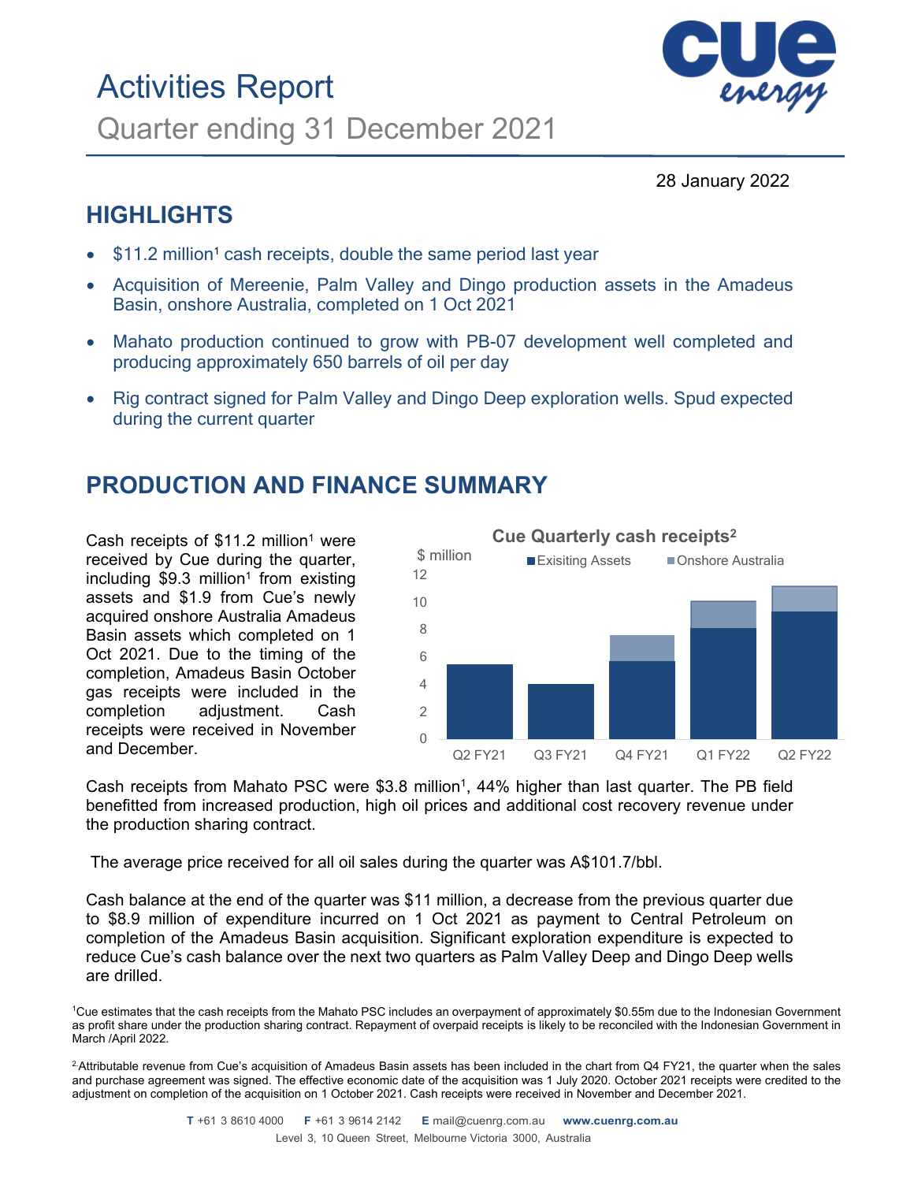# Activities Report

## Quarter ending 31 December 2021

28 January 2022

## HIGHLIGHTS

- $11.2 million[1] cash receipts, double the same period last year
- Acquisition of Mereenie, Palm Valley and Dingo production assets in the Amadeus Basin, onshore Australia, completed on 1 Oct 2021
- Mahato production continued to grow with PB-07 development well completed and producing approximately 650 barrels of oil per day
- Rig contract signed for Palm Valley and Dingo Deep exploration wells. Spud expected during the current quarter

## PRODUCTION AND FINANCE SUMMARY

Cash receipts of $11.2 million[1] were received by Cue during the quarter, including $9.3 million[1] from existing assets and $1.9 from Cue's newly acquired onshore Australia Amadeus Basin assets which completed on 1 Oct 2021. Due to the timing of the completion, Amadeus Basin October gas receipts were included in the completion adjustment. Cash receipts were received in November and December.

**Cue Quarterly cash receipts[2]**

Cash receipts from Mahato PSC were $3.8 million[1], 44% higher than last quarter. The PB field benefitted from increased production, high oil prices and additional cost recovery revenue under the production sharing contract.

The average price received for all oil sales during the quarter was A$101.7/bbl.

Cash balance at the end of the quarter was $11 million, a decrease from the previous quarter due to $8.9 million of expenditure incurred on 1 Oct 2021 as payment to Central Petroleum on completion of the Amadeus Basin acquisition. Significant exploration expenditure is expected to reduce Cue's cash balance over the next two quarters as Palm Valley Deep and Dingo Deep wells are drilled.

[1] Cue estimates that the cash receipts from the Mahato PSC includes an overpayment of approximately $0.55m due to the Indonesian Government as profit share under the production sharing contract. Repayment of overpaid receipts is likely to be reconciled with the Indonesian Government in March /April 2022.

[2] Attributable revenue from Cue's acquisition of Amadeus Basin assets has been included in the chart from Q4 FY21, the quarter when the sales and purchase agreement was signed. The effective economic date of the acquisition was 1 July 2020. October 2021 receipts were credited to the adjustment on completion of the acquisition on 1 October 2021. Cash receipts were received in November and December 2021.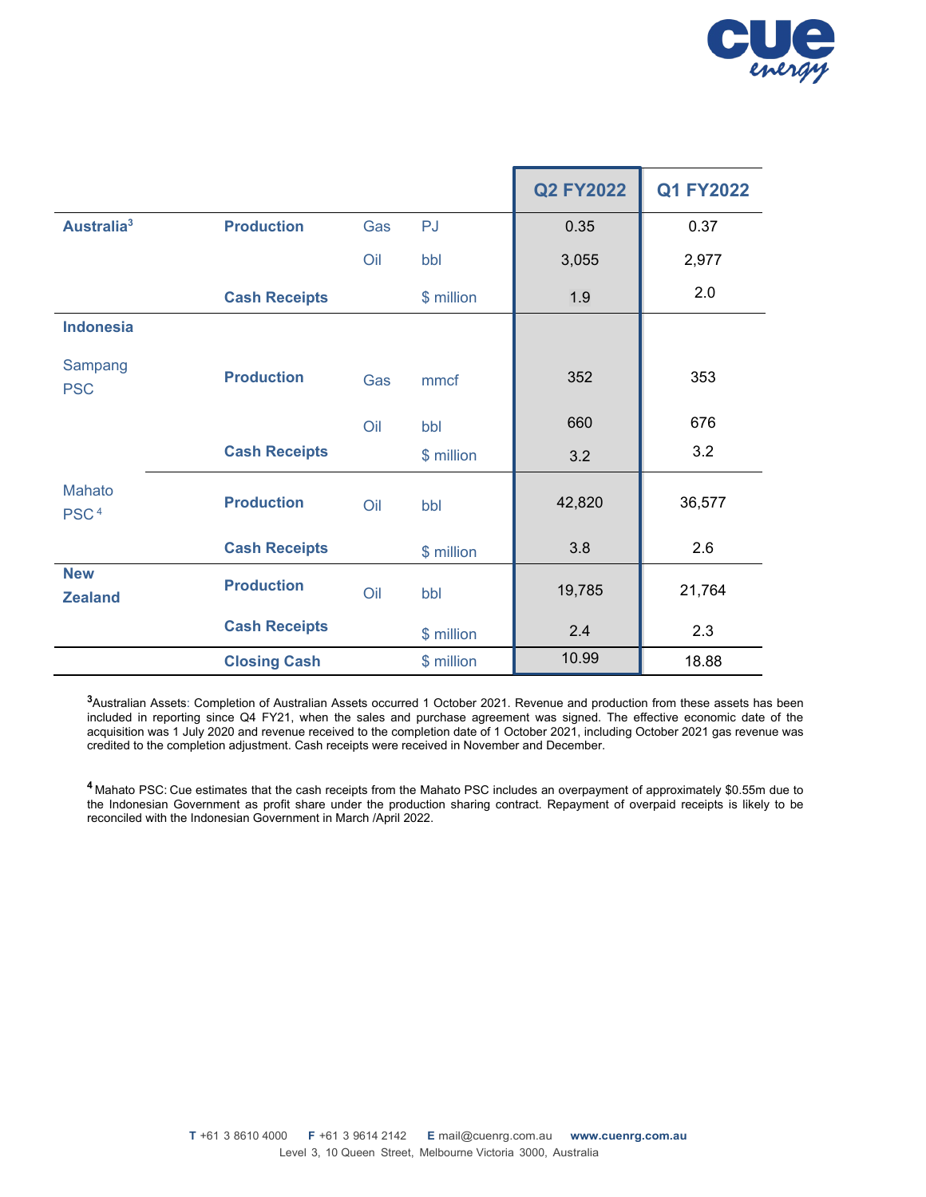| | | | | Q2 FY2022 | Q1 FY2022 |
|---|---|---|---|---|---|
| **Australia**[3] | **Production** | Gas | PJ | 0.35 | 0.37 |
| | | Oil | bbl | 3,055 | 2,977 |
| | **Cash Receipts** | | $ million | 1.9 | 2.0 |
| **Indonesia** | | | | | |
| Sampang PSC | **Production** | Gas | mmcf | 352 | 353 |
| | | Oil | bbl | 660 | 676 |
| | **Cash Receipts** | | $ million | 3.2 | 3.2 |
| Mahato PSC [4] | **Production** | Oil | bbl | 42,820 | 36,577 |
| | **Cash Receipts** | | $ million | 3.8 | 2.6 |
| **New Zealand** | **Production** | Oil | bbl | 19,785 | 21,764 |
| | **Cash Receipts** | | $ million | 2.4 | 2.3 |
| | **Closing Cash** | | $ million | 10.99 | 18.88 |

[3]Australian Assets: Completion of Australian Assets occurred 1 October 2021. Revenue and production from these assets has been included in reporting since Q4 FY21, when the sales and purchase agreement was signed. The effective economic date of the acquisition was 1 July 2020 and revenue received to the completion date of 1 October 2021, including October 2021 gas revenue was credited to the completion adjustment. Cash receipts were received in November and December.

[4] Mahato PSC: Cue estimates that the cash receipts from the Mahato PSC includes an overpayment of approximately $0.55m due to the Indonesian Government as profit share under the production sharing contract. Repayment of overpaid receipts is likely to be reconciled with the Indonesian Government in March /April 2022.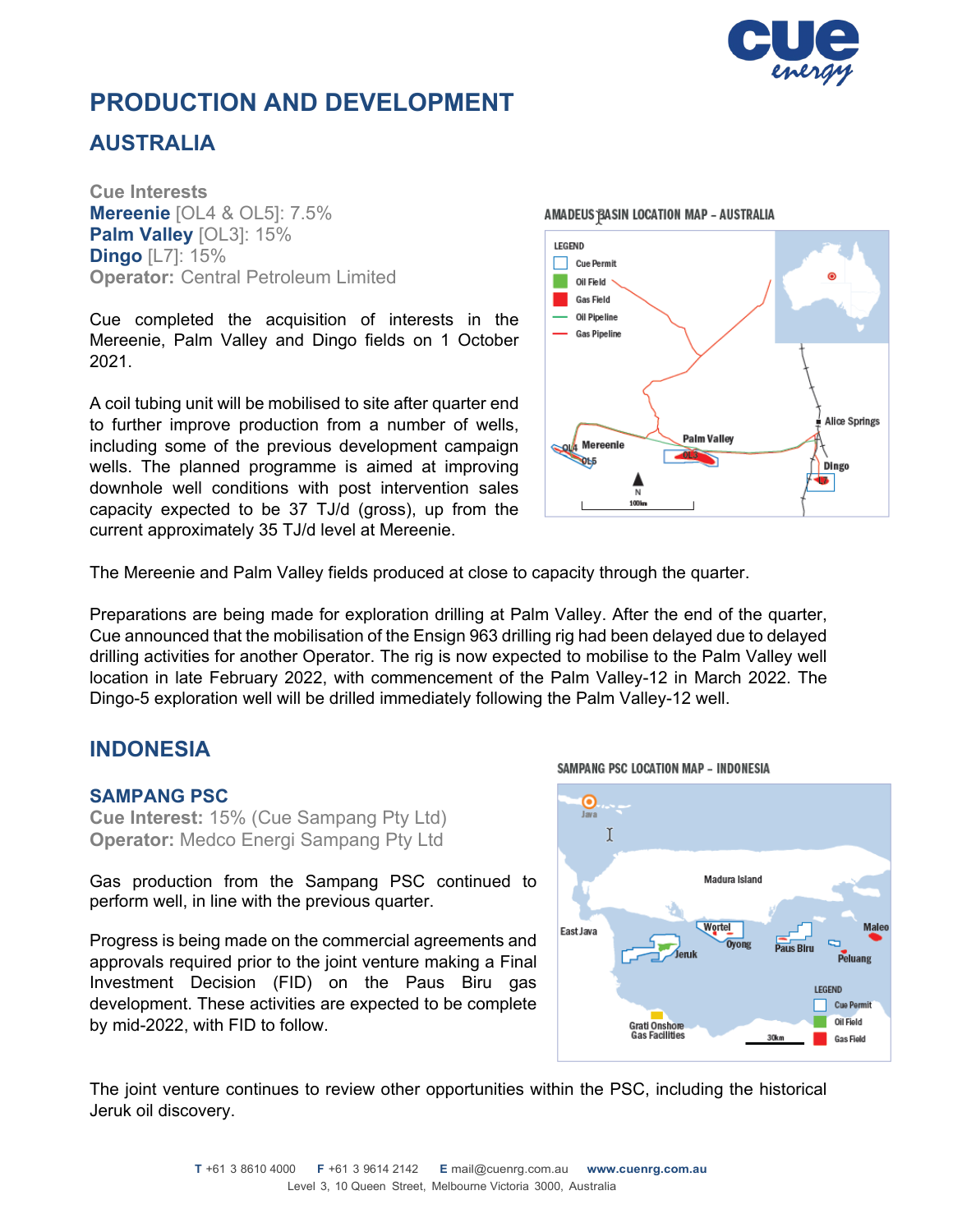# PRODUCTION AND DEVELOPMENT

## AUSTRALIA

**Cue Interests**
**Mereenie** [OL4 & OL5]: 7.5%
**Palm Valley** [OL3]: 15%
**Dingo** [L7]: 15%
**Operator:** Central Petroleum Limited

Cue completed the acquisition of interests in the Mereenie, Palm Valley and Dingo fields on 1 October 2021.

A coil tubing unit will be mobilised to site after quarter end to further improve production from a number of wells, including some of the previous development campaign wells. The planned programme is aimed at improving downhole well conditions with post intervention sales capacity expected to be 37 TJ/d (gross), up from the current approximately 35 TJ/d level at Mereenie.

AMADEUS BASIN LOCATION MAP – AUSTRALIA

The Mereenie and Palm Valley fields produced at close to capacity through the quarter.

Preparations are being made for exploration drilling at Palm Valley. After the end of the quarter, Cue announced that the mobilisation of the Ensign 963 drilling rig had been delayed due to delayed drilling activities for another Operator. The rig is now expected to mobilise to the Palm Valley well location in late February 2022, with commencement of the Palm Valley-12 in March 2022. The Dingo-5 exploration well will be drilled immediately following the Palm Valley-12 well.

## INDONESIA

### SAMPANG PSC

**Cue Interest:** 15% (Cue Sampang Pty Ltd)
**Operator:** Medco Energi Sampang Pty Ltd

Gas production from the Sampang PSC continued to perform well, in line with the previous quarter.

Progress is being made on the commercial agreements and approvals required prior to the joint venture making a Final Investment Decision (FID) on the Paus Biru gas development. These activities are expected to be complete by mid-2022, with FID to follow.

SAMPANG PSC LOCATION MAP – INDONESIA

The joint venture continues to review other opportunities within the PSC, including the historical Jeruk oil discovery.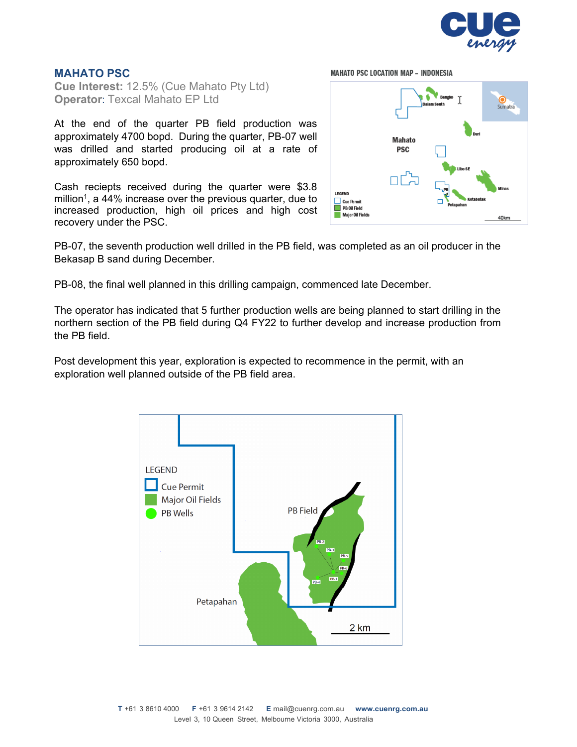## MAHATO PSC

**Cue Interest:** 12.5% (Cue Mahato Pty Ltd)
**Operator**: Texcal Mahato EP Ltd

At the end of the quarter PB field production was approximately 4700 bopd. During the quarter, PB-07 well was drilled and started producing oil at a rate of approximately 650 bopd.

Cash reciepts received during the quarter were $3.8 million[1], a 44% increase over the previous quarter, due to increased production, high oil prices and high cost recovery under the PSC.

PB-07, the seventh production well drilled in the PB field, was completed as an oil producer in the Bekasap B sand during December.

PB-08, the final well planned in this drilling campaign, commenced late December.

The operator has indicated that 5 further production wells are being planned to start drilling in the northern section of the PB field during Q4 FY22 to further develop and increase production from the PB field.

Post development this year, exploration is expected to recommence in the permit, with an exploration well planned outside of the PB field area.

MAHATO PSC LOCATION MAP – INDONESIA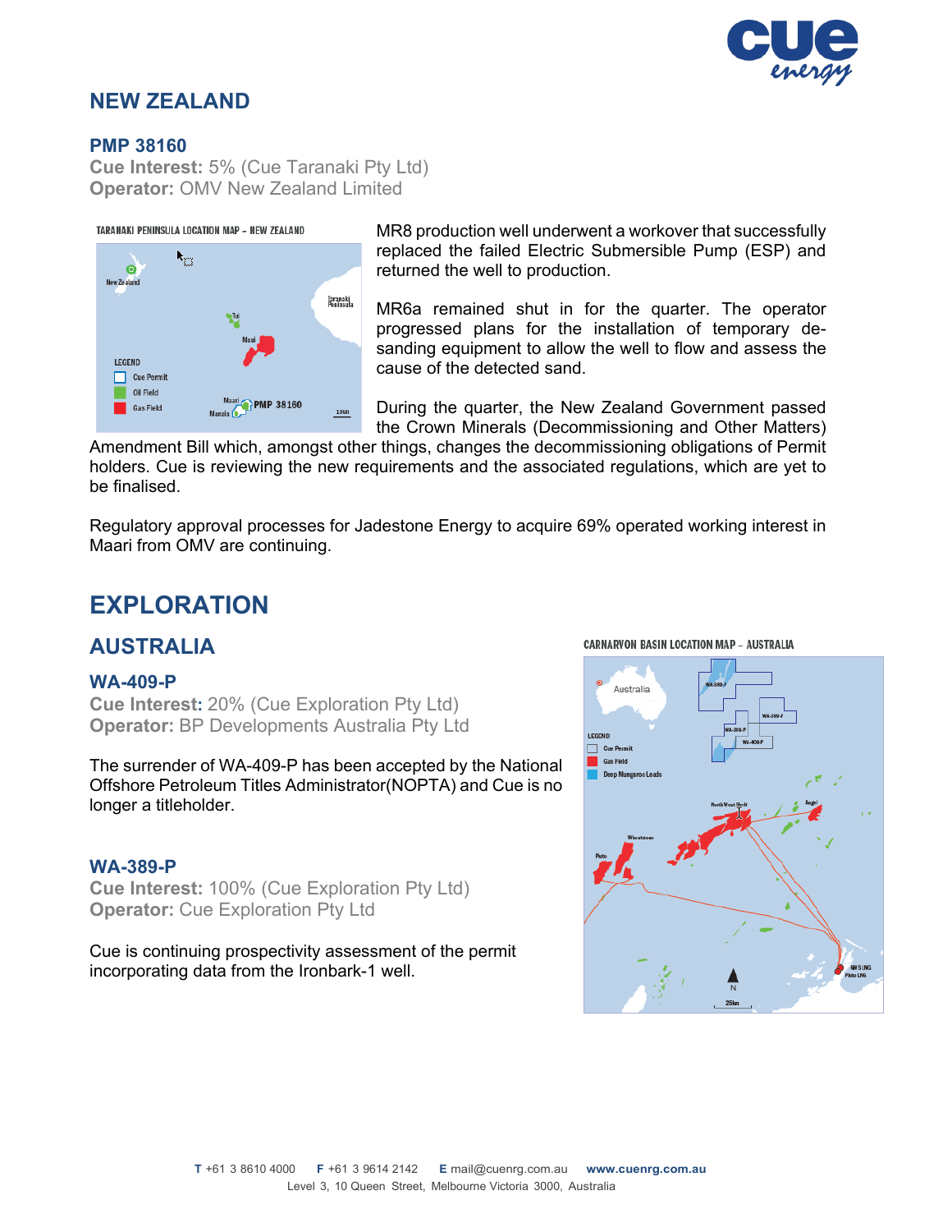# NEW ZEALAND

### PMP 38160

**Cue Interest:** 5% (Cue Taranaki Pty Ltd)
**Operator:** OMV New Zealand Limited

TARANAKI PENINSULA LOCATION MAP – NEW ZEALAND

MR8 production well underwent a workover that successfully replaced the failed Electric Submersible Pump (ESP) and returned the well to production.

MR6a remained shut in for the quarter. The operator progressed plans for the installation of temporary de-sanding equipment to allow the well to flow and assess the cause of the detected sand.

During the quarter, the New Zealand Government passed the Crown Minerals (Decommissioning and Other Matters) Amendment Bill which, amongst other things, changes the decommissioning obligations of Permit holders. Cue is reviewing the new requirements and the associated regulations, which are yet to be finalised.

Regulatory approval processes for Jadestone Energy to acquire 69% operated working interest in Maari from OMV are continuing.

# EXPLORATION

## AUSTRALIA

### WA-409-P

**Cue Interest:** 20% (Cue Exploration Pty Ltd)
**Operator:** BP Developments Australia Pty Ltd

The surrender of WA-409-P has been accepted by the National Offshore Petroleum Titles Administrator(NOPTA) and Cue is no longer a titleholder.

### WA-389-P

**Cue Interest:** 100% (Cue Exploration Pty Ltd)
**Operator:** Cue Exploration Pty Ltd

Cue is continuing prospectivity assessment of the permit incorporating data from the Ironbark-1 well.

CARNARVON BASIN LOCATION MAP – AUSTRALIA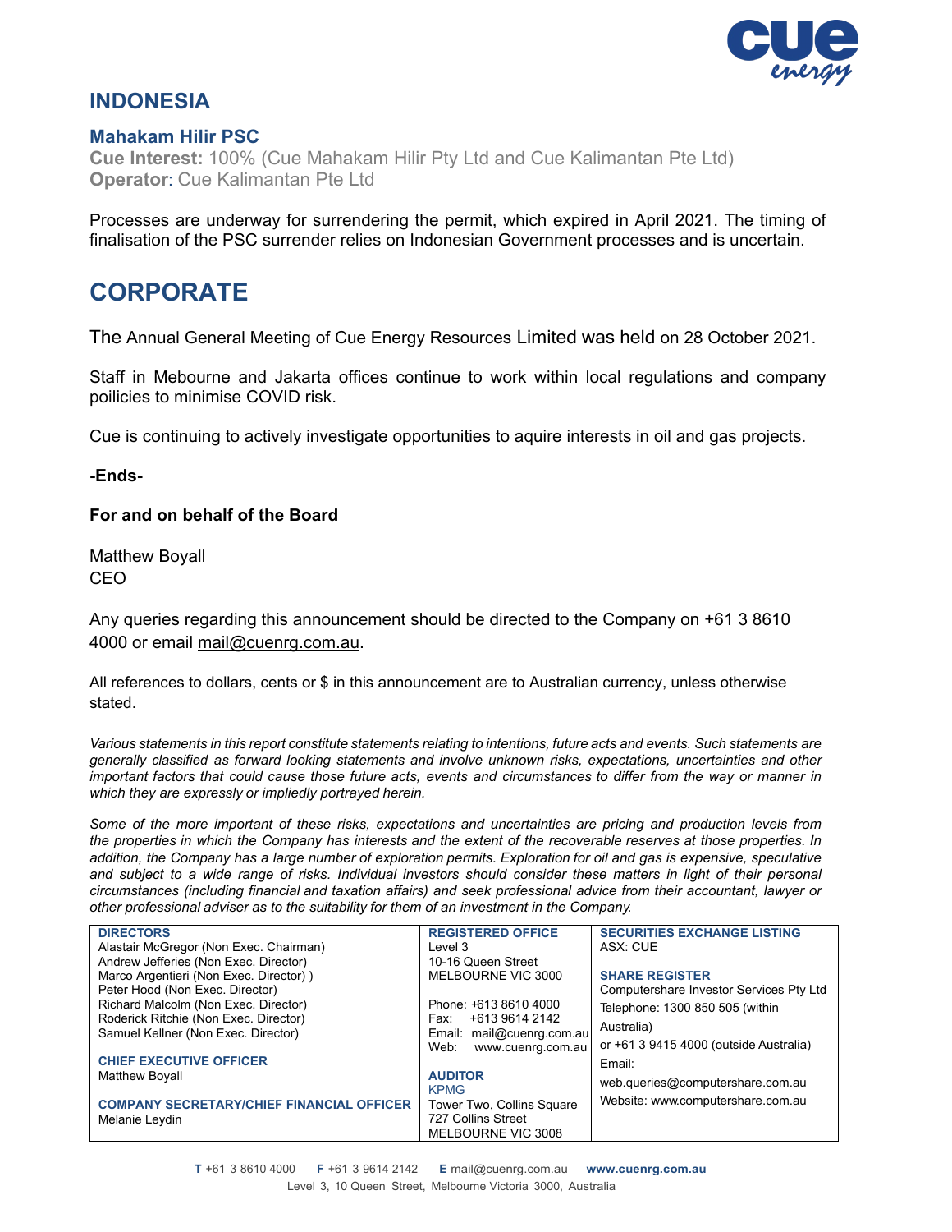## INDONESIA

### Mahakam Hilir PSC

**Cue Interest:** 100% (Cue Mahakam Hilir Pty Ltd and Cue Kalimantan Pte Ltd)
**Operator**: Cue Kalimantan Pte Ltd

Processes are underway for surrendering the permit, which expired in April 2021. The timing of finalisation of the PSC surrender relies on Indonesian Government processes and is uncertain.

## CORPORATE

The Annual General Meeting of Cue Energy Resources Limited was held on 28 October 2021.

Staff in Mebourne and Jakarta offices continue to work within local regulations and company poilicies to minimise COVID risk.

Cue is continuing to actively investigate opportunities to aquire interests in oil and gas projects.

**-Ends-**

**For and on behalf of the Board**

Matthew Boyall
CEO

Any queries regarding this announcement should be directed to the Company on +61 3 8610 4000 or email mail@cuenrg.com.au.

All references to dollars, cents or $ in this announcement are to Australian currency, unless otherwise stated.

*Various statements in this report constitute statements relating to intentions, future acts and events. Such statements are generally classified as forward looking statements and involve unknown risks, expectations, uncertainties and other important factors that could cause those future acts, events and circumstances to differ from the way or manner in which they are expressly or impliedly portrayed herein.*

*Some of the more important of these risks, expectations and uncertainties are pricing and production levels from the properties in which the Company has interests and the extent of the recoverable reserves at those properties. In addition, the Company has a large number of exploration permits. Exploration for oil and gas is expensive, speculative and subject to a wide range of risks. Individual investors should consider these matters in light of their personal circumstances (including financial and taxation affairs) and seek professional advice from their accountant, lawyer or other professional adviser as to the suitability for them of an investment in the Company.*

| | | |
|---|---|---|
| **DIRECTORS**<br>Alastair McGregor (Non Exec. Chairman)<br>Andrew Jefferies (Non Exec. Director)<br>Marco Argentieri (Non Exec. Director) )<br>Peter Hood (Non Exec. Director)<br>Richard Malcolm (Non Exec. Director)<br>Roderick Ritchie (Non Exec. Director)<br>Samuel Kellner (Non Exec. Director)<br><br>**CHIEF EXECUTIVE OFFICER**<br>Matthew Boyall<br><br>**COMPANY SECRETARY/CHIEF FINANCIAL OFFICER**<br>Melanie Leydin | **REGISTERED OFFICE**<br>Level 3<br>10-16 Queen Street<br>MELBOURNE VIC 3000<br><br>Phone: +613 8610 4000<br>Fax: +613 9614 2142<br>Email: mail@cuenrg.com.au<br>Web: www.cuenrg.com.au<br><br>**AUDITOR**<br>KPMG<br>Tower Two, Collins Square<br>727 Collins Street<br>MELBOURNE VIC 3008 | **SECURITIES EXCHANGE LISTING**<br>ASX: CUE<br><br>**SHARE REGISTER**<br>Computershare Investor Services Pty Ltd<br>Telephone: 1300 850 505 (within Australia)<br>or +61 3 9415 4000 (outside Australia)<br>Email:<br>web.queries@computershare.com.au<br>Website: www.computershare.com.au |